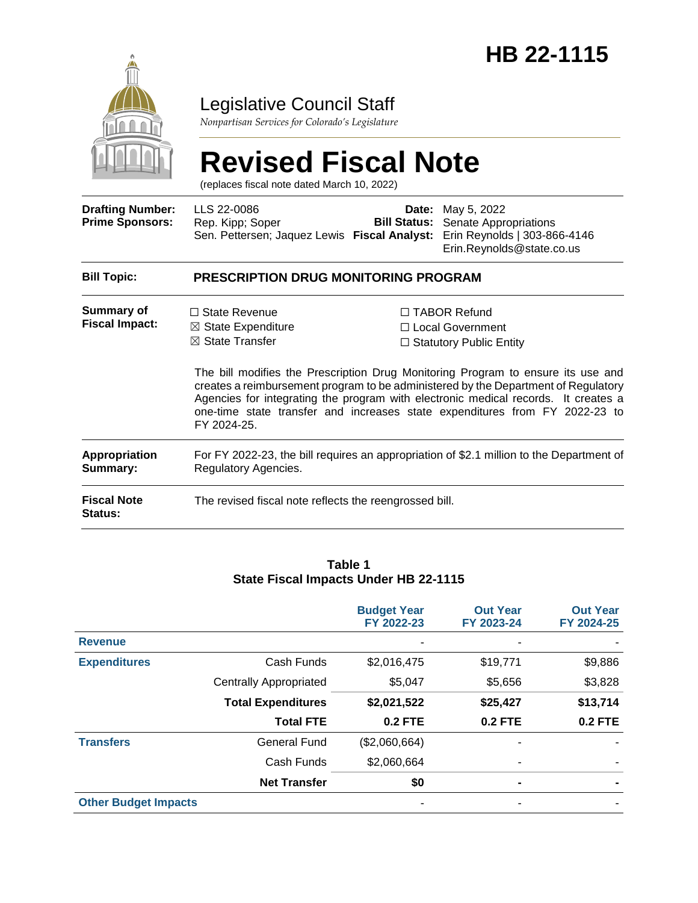# HB 22-1115

## Legislative Council Staff

*Nonpartisan Services for Colorado's Legislature*

# Revised Fiscal Note

(replaces fiscal note dated March 10, 2022)

| | | | |
|---|---|---|---|
| **Drafting Number:** | LLS 22-0086 | **Date:** | May 5, 2022 |
| **Prime Sponsors:** | Rep. Kipp; Soper<br>Sen. Pettersen; Jaquez Lewis | **Bill Status:** | Senate Appropriations |
| | | **Fiscal Analyst:** | Erin Reynolds \| 303-866-4146<br>Erin.Reynolds@state.co.us |

**Bill Topic:** **PRESCRIPTION DRUG MONITORING PROGRAM**

**Summary of Fiscal Impact:**

☐ State Revenue
☒ State Expenditure
☒ State Transfer
☐ TABOR Refund
☐ Local Government
☐ Statutory Public Entity

The bill modifies the Prescription Drug Monitoring Program to ensure its use and creates a reimbursement program to be administered by the Department of Regulatory Agencies for integrating the program with electronic medical records. It creates a one-time state transfer and increases state expenditures from FY 2022-23 to FY 2024-25.

**Appropriation Summary:** For FY 2022-23, the bill requires an appropriation of $2.1 million to the Department of Regulatory Agencies.

**Fiscal Note Status:** The revised fiscal note reflects the reengrossed bill.

**Table 1**
**State Fiscal Impacts Under HB 22-1115**

| | | Budget Year FY 2022-23 | Out Year FY 2023-24 | Out Year FY 2024-25 |
|---|---|---|---|---|
| **Revenue** | | - | - | - |
| **Expenditures** | Cash Funds | $2,016,475 | $19,771 | $9,886 |
| | Centrally Appropriated | $5,047 | $5,656 | $3,828 |
| | **Total Expenditures** | **$2,021,522** | **$25,427** | **$13,714** |
| | **Total FTE** | **0.2 FTE** | **0.2 FTE** | **0.2 FTE** |
| **Transfers** | General Fund | ($2,060,664) | - | - |
| | Cash Funds | $2,060,664 | - | - |
| | **Net Transfer** | **$0** | **-** | **-** |
| **Other Budget Impacts** | | - | - | - |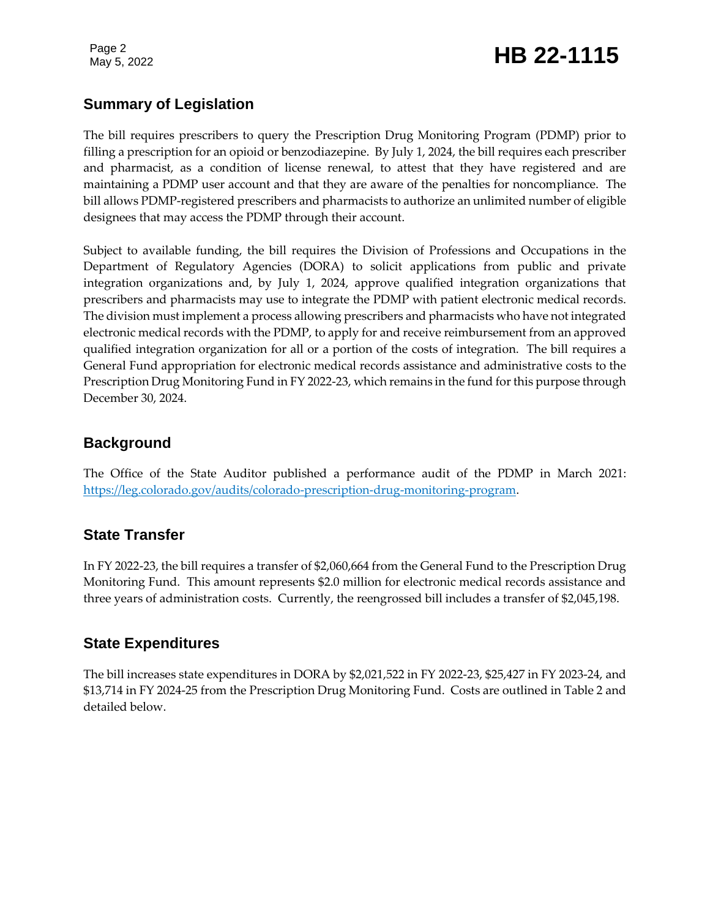## Summary of Legislation

The bill requires prescribers to query the Prescription Drug Monitoring Program (PDMP) prior to filling a prescription for an opioid or benzodiazepine. By July 1, 2024, the bill requires each prescriber and pharmacist, as a condition of license renewal, to attest that they have registered and are maintaining a PDMP user account and that they are aware of the penalties for noncompliance. The bill allows PDMP-registered prescribers and pharmacists to authorize an unlimited number of eligible designees that may access the PDMP through their account.

Subject to available funding, the bill requires the Division of Professions and Occupations in the Department of Regulatory Agencies (DORA) to solicit applications from public and private integration organizations and, by July 1, 2024, approve qualified integration organizations that prescribers and pharmacists may use to integrate the PDMP with patient electronic medical records. The division must implement a process allowing prescribers and pharmacists who have not integrated electronic medical records with the PDMP, to apply for and receive reimbursement from an approved qualified integration organization for all or a portion of the costs of integration. The bill requires a General Fund appropriation for electronic medical records assistance and administrative costs to the Prescription Drug Monitoring Fund in FY 2022-23, which remains in the fund for this purpose through December 30, 2024.

## Background

The Office of the State Auditor published a performance audit of the PDMP in March 2021: [https://leg.colorado.gov/audits/colorado-prescription-drug-monitoring-program](https://leg.colorado.gov/audits/colorado-prescription-drug-monitoring-program).

## State Transfer

In FY 2022-23, the bill requires a transfer of $2,060,664 from the General Fund to the Prescription Drug Monitoring Fund. This amount represents $2.0 million for electronic medical records assistance and three years of administration costs. Currently, the reengrossed bill includes a transfer of $2,045,198.

## State Expenditures

The bill increases state expenditures in DORA by $2,021,522 in FY 2022-23, $25,427 in FY 2023-24, and $13,714 in FY 2024-25 from the Prescription Drug Monitoring Fund. Costs are outlined in Table 2 and detailed below.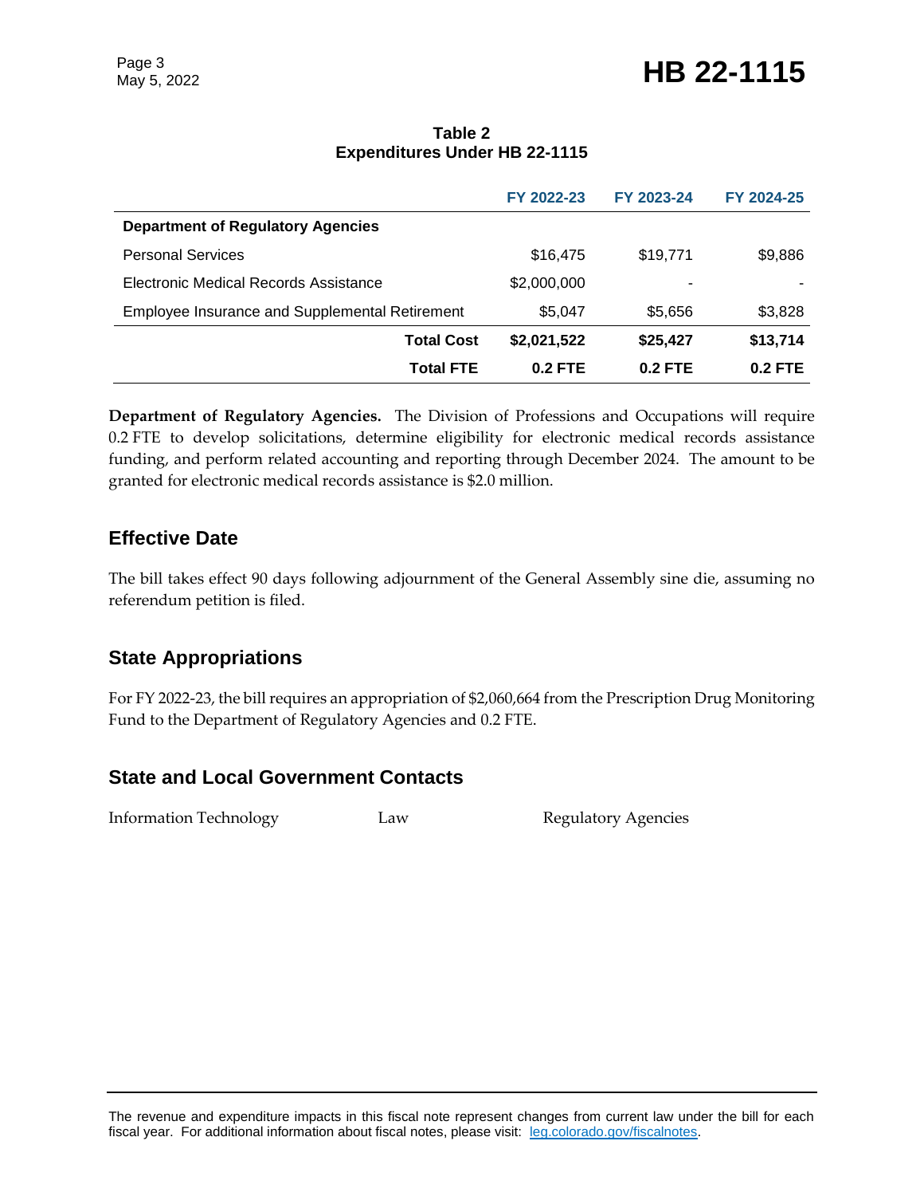**Table 2**
**Expenditures Under HB 22-1115**

| | FY 2022-23 | FY 2023-24 | FY 2024-25 |
|---|---|---|---|
| **Department of Regulatory Agencies** | | | |
| Personal Services | $16,475 | $19,771 | $9,886 |
| Electronic Medical Records Assistance | $2,000,000 | - | - |
| Employee Insurance and Supplemental Retirement | $5,047 | $5,656 | $3,828 |
| **Total Cost** | **$2,021,522** | **$25,427** | **$13,714** |
| **Total FTE** | **0.2 FTE** | **0.2 FTE** | **0.2 FTE** |

**Department of Regulatory Agencies.** The Division of Professions and Occupations will require 0.2 FTE to develop solicitations, determine eligibility for electronic medical records assistance funding, and perform related accounting and reporting through December 2024. The amount to be granted for electronic medical records assistance is $2.0 million.

## Effective Date

The bill takes effect 90 days following adjournment of the General Assembly sine die, assuming no referendum petition is filed.

## State Appropriations

For FY 2022-23, the bill requires an appropriation of $2,060,664 from the Prescription Drug Monitoring Fund to the Department of Regulatory Agencies and 0.2 FTE.

## State and Local Government Contacts

Information Technology     Law     Regulatory Agencies

The revenue and expenditure impacts in this fiscal note represent changes from current law under the bill for each fiscal year. For additional information about fiscal notes, please visit: leg.colorado.gov/fiscalnotes.